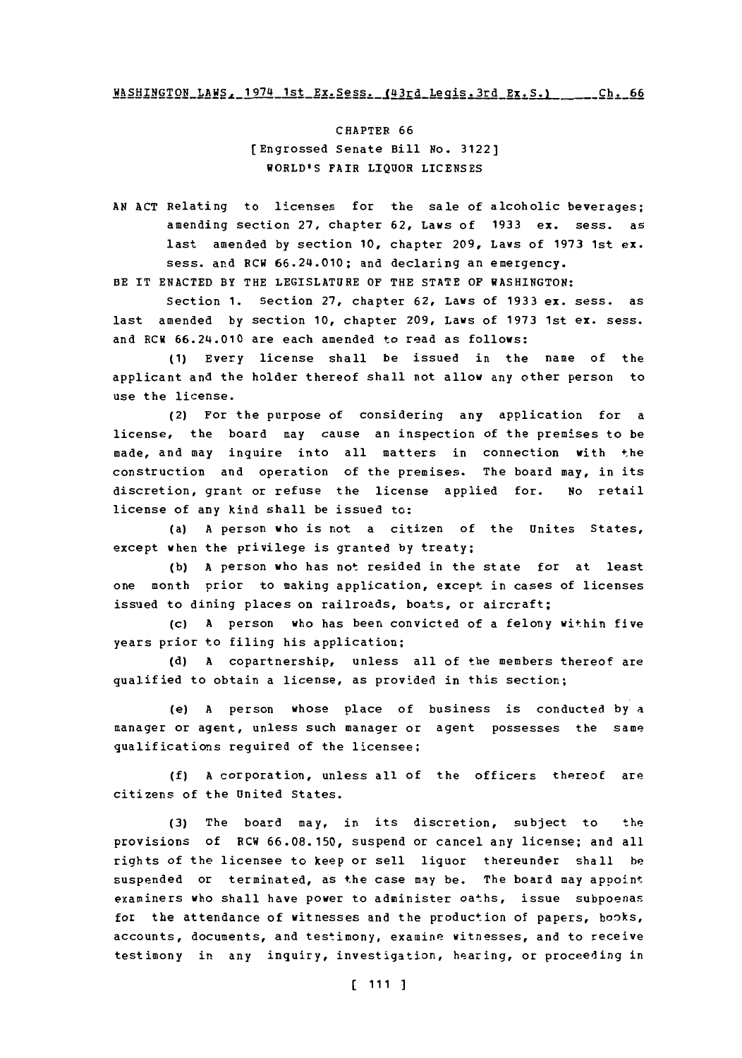CHAPTER 66

[Engrossed Senate Bill No. 3122]

WORLD'S FAIR LIQUOR LICENSES

AN ACT Relating to licenses for the sale of alcoholic beverages; amending section 27, chapter 62, Laws of 1933 ex. sess. as last amended by section 10, chapter 209, Laws of 1973 1st ex. sess. and RCW 66.24.010; and declaring an emergency.

BE IT ENACTED BY THE LEGISLATURE OF THE STATE OF WASHINGTON:

Section 1. Section 27, chapter 62, Laws of 1933 ex. sess. as last amended by section 10, chapter 209, Laws of 1973 1st ex. sess. and RCW 66.24.010 are each amended to read as follows:

(1) Every license shall be issued in the name of the applicant and the holder thereof shall not allow any other person to use the license.

(2) For the purpose of considering any application for a license, the board may cause an inspection of the premises to be made, and may inquire into all matters in connection with the construction and operation of the premises. The board may, in its discretion, grant or refuse the license applied for. No retail license of any kind shall be issued to:

(a) A person who is not a citizen of the Unites States, except when the privilege is granted by treaty;

(b) A person who has not resided in the state for at least one month prior to making application, except in cases of licenses issued to dining places on railroads, boats, or aircraft;

(c) A person who has been convicted of a felony within five years prior to filing his application;

(d) A copartnership, unless all of the members thereof are qualified to obtain a license, as provided in this section;

(e) A person whose place of business is conducted by a manager or agent, unless such manager or agent possesses the same qualifications required of the licensee;

(f) A corporation, unless all of the officers thereof are citizens of the United States.

(3) The board may, in its discretion, subject to the provisions of RCW 66.08.150, suspend or cancel any license; and all rights of the licensee to keep or sell liquor thereunder shall be suspended or terminated, as the case may be. The board may appoint examiners who shall have power to administer oaths, issue subpoenas for the attendance of witnesses and the production of papers, books, accounts, documents, and testimony, examine witnesses, and to receive testimony in any inquiry, investigation, hearing, or proceeding in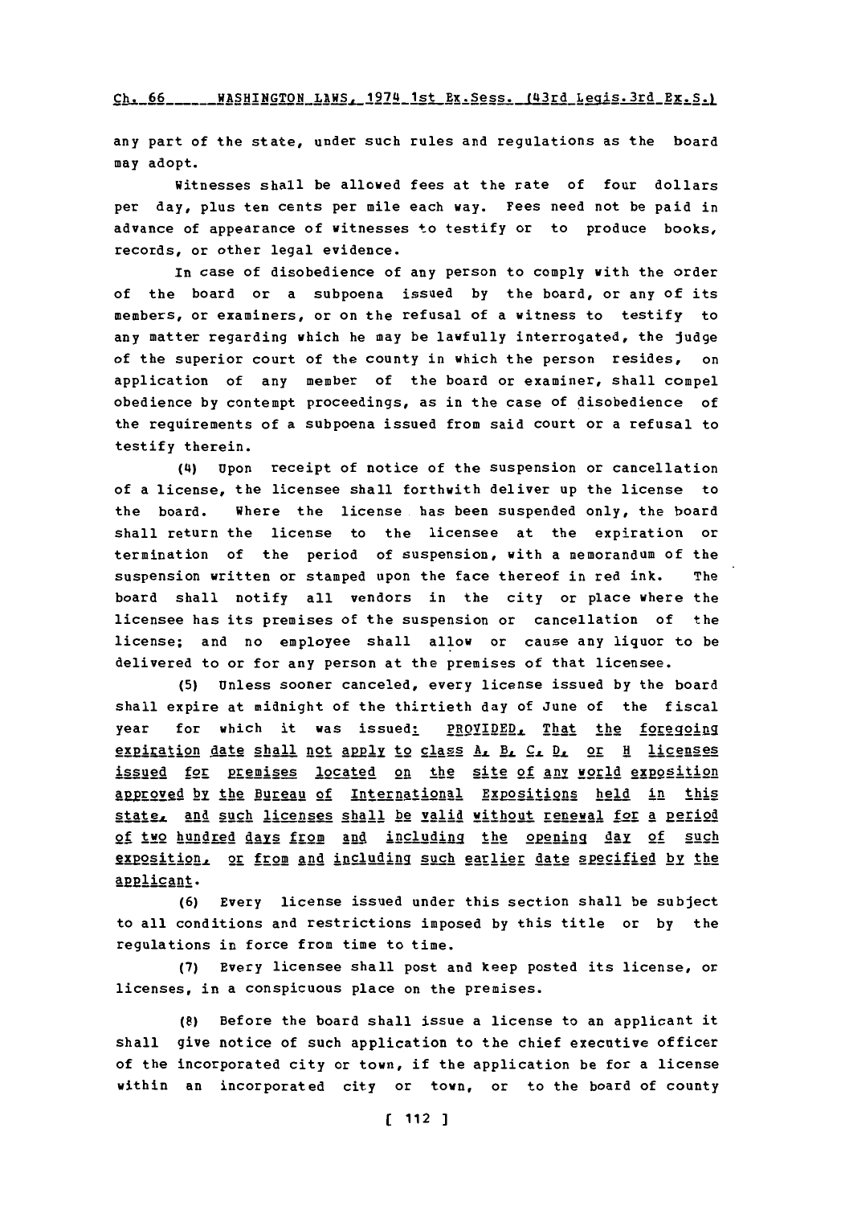any part of the state, under such rules and regulations as the board may adopt.

Witnesses shall be allowed fees at the rate of four dollars per day, plus ten cents per mile each way. Fees need not be paid in advance of appearance of witnesses to testify or to produce books, records, or other legal evidence.

In case of disobedience of any person to comply with the order of the board or a subpoena issued by the board, or any of its members, or examiners, or on the refusal of a witness to testify to any matter regarding which he may be lawfully interrogated, the judge of the superior court of the county in which the person resides, on application of any member of the board or examiner, shall compel obedience by contempt proceedings, as in the case of disobedience of the requirements of a subpoena issued from said court or a refusal to testify therein.

(4) Upon receipt of notice of the suspension or cancellation of a license, the licensee shall forthwith deliver up the license to the board. Where the license has been suspended only, the board shall return the license to the licensee at the expiration or termination of the period of suspension, with a memorandum of the suspension written or stamped upon the face thereof in red ink. The board shall notify all vendors in the city or place where the licensee has its premises of the suspension or cancellation of the license; and no employee shall allow or cause any liquor to be delivered to or for any person at the premises of that licensee.

(5) Unless sooner canceled, every license issued by the board shall expire at midnight of the thirtieth day of June of the fiscal year for which it was issued: PROVIDED, That the foregoing expiration date shall not apply to class A, B, C, D, or H licenses issued for premises located on the site of any world exposition approved by the Bureau of International Expositions held in this state, and such licenses shall be valid without renewal for a period of two hundred days from and including the opening day of such exposition, or from and including such earlier date specified by the applicant.

(6) Every license issued under this section shall be subject to all conditions and restrictions imposed by this title or by the regulations in force from time to time.

(7) Every licensee shall post and keep posted its license, or licenses, in a conspicuous place on the premises.

(8) Before the board shall issue a license to an applicant it shall give notice of such application to the chief executive officer of the incorporated city or town, if the application be for a license within an incorporated city or town, or to the board of county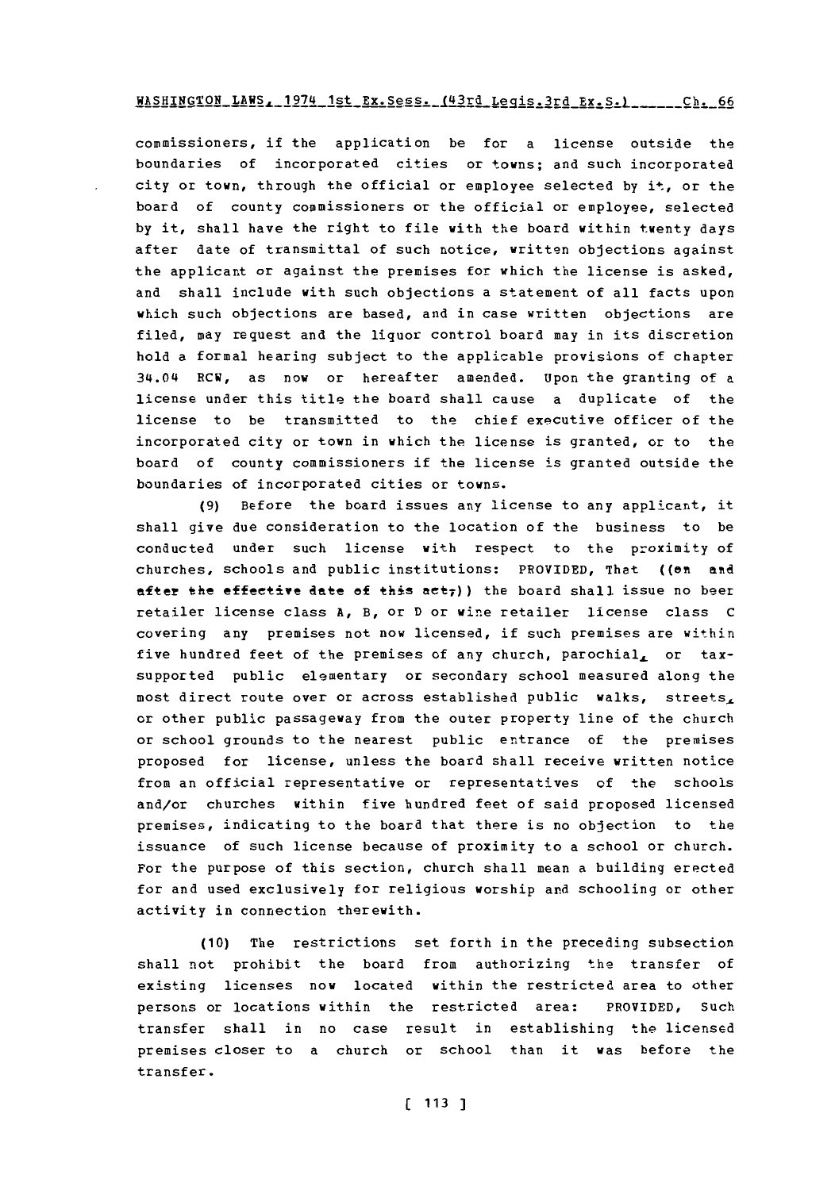commissioners, if the application be for a license outside the boundaries of incorporated cities or towns; and such incorporated city or town, through the official or employee selected by it, or the board of county commissioners or the official or employee, selected by it, shall have the right to file with the board within twenty days after date of transmittal of such notice, written objections against the applicant or against the premises for which the license is asked, and shall include with such objections a statement of all facts upon which such objections are based, and in case written objections are filed, may request and the liquor control board may in its discretion hold a formal hearing subject to the applicable provisions of chapter 34.04 RCW, as now or hereafter amended. Upon the granting of a license under this title the board shall cause a duplicate of the license to be transmitted to the chief executive officer of the incorporated city or town in which the license is granted, or to the board of county commissioners if the license is granted outside the boundaries of incorporated cities or towns.

(9) Before the board issues any license to any applicant, it shall give due consideration to the location of the business to be conducted under such license with respect to the proximity of churches, schools and public institutions: PROVIDED, That ((on and after the effective date of this act,)) the board shall issue no beer retailer license class A, B, or D or wine retailer license class C covering any premises not now licensed, if such premises are within five hundred feet of the premises of any church, parochial, or tax-supported public elementary or secondary school measured along the most direct route over or across established public walks, streets, or other public passageway from the outer property line of the church or school grounds to the nearest public entrance of the premises proposed for license, unless the board shall receive written notice from an official representative or representatives of the schools and/or churches within five hundred feet of said proposed licensed premises, indicating to the board that there is no objection to the issuance of such license because of proximity to a school or church. For the purpose of this section, church shall mean a building erected for and used exclusively for religious worship and schooling or other activity in connection therewith.

(10) The restrictions set forth in the preceding subsection shall not prohibit the board from authorizing the transfer of existing licenses now located within the restricted area to other persons or locations within the restricted area: PROVIDED, Such transfer shall in no case result in establishing the licensed premises closer to a church or school than it was before the transfer.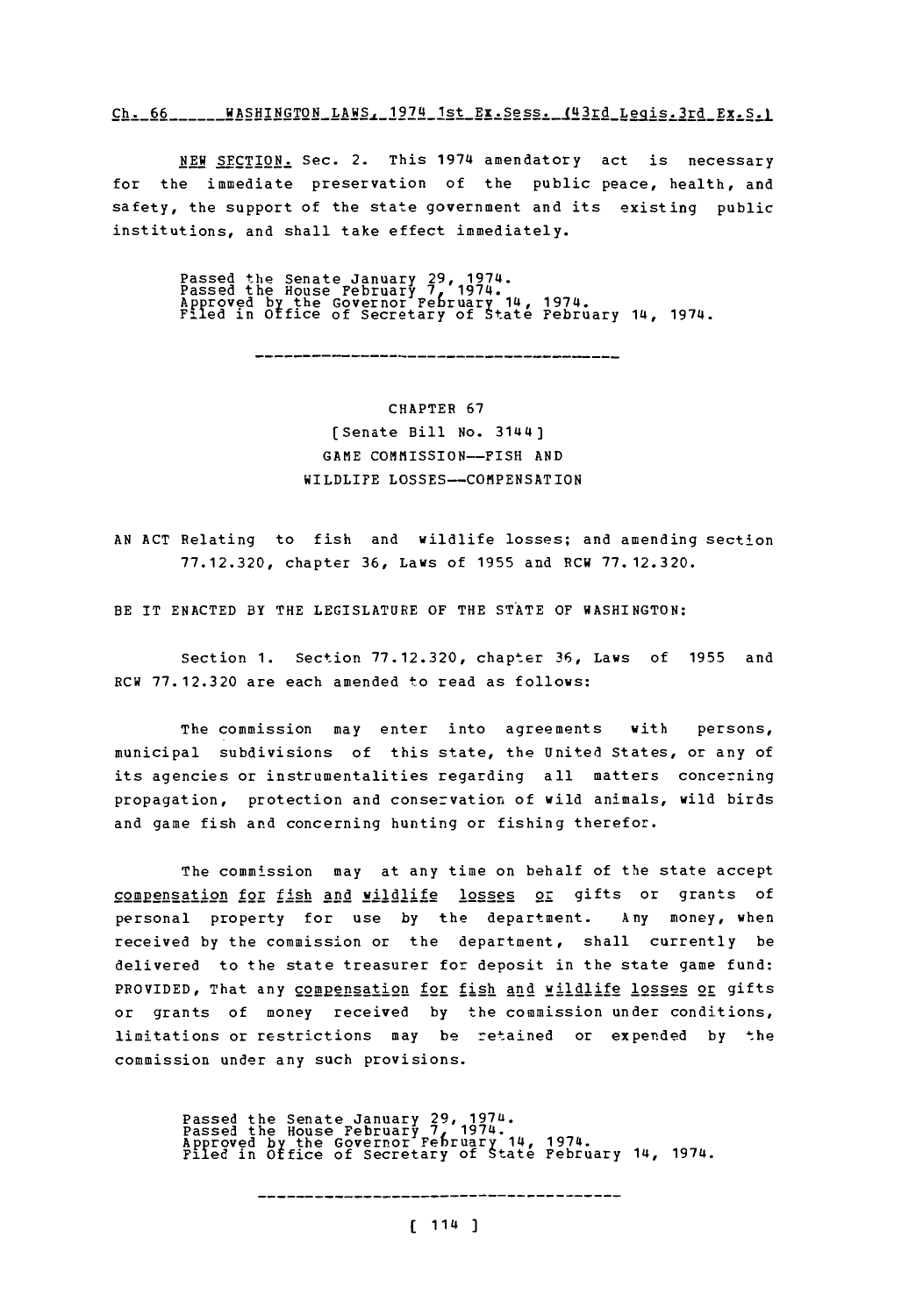NEW SECTION. Sec. 2. This 1974 amendatory act is necessary for the immediate preservation of the public peace, health, and safety, the support of the state government and its existing public institutions, and shall take effect immediately.

Passed the Senate January 29, 1974.
Passed the House February 7, 1974.
Approved by the Governor February 14, 1974.
Filed in Office of Secretary of State February 14, 1974.

---

CHAPTER 67

[Senate Bill No. 3144]

GAME COMMISSION—FISH AND WILDLIFE LOSSES—COMPENSATION

AN ACT Relating to fish and wildlife losses; and amending section 77.12.320, chapter 36, Laws of 1955 and RCW 77.12.320.

BE IT ENACTED BY THE LEGISLATURE OF THE STATE OF WASHINGTON:

Section 1. Section 77.12.320, chapter 36, Laws of 1955 and RCW 77.12.320 are each amended to read as follows:

The commission may enter into agreements with persons, municipal subdivisions of this state, the United States, or any of its agencies or instrumentalities regarding all matters concerning propagation, protection and conservation of wild animals, wild birds and game fish and concerning hunting or fishing therefor.

The commission may at any time on behalf of the state accept compensation for fish and wildlife losses or gifts or grants of personal property for use by the department. Any money, when received by the commission or the department, shall currently be delivered to the state treasurer for deposit in the state game fund: PROVIDED, That any compensation for fish and wildlife losses or gifts or grants of money received by the commission under conditions, limitations or restrictions may be retained or expended by the commission under any such provisions.

Passed the Senate January 29, 1974.
Passed the House February 7, 1974.
Approved by the Governor February 14, 1974.
Filed in Office of Secretary of State February 14, 1974.

---